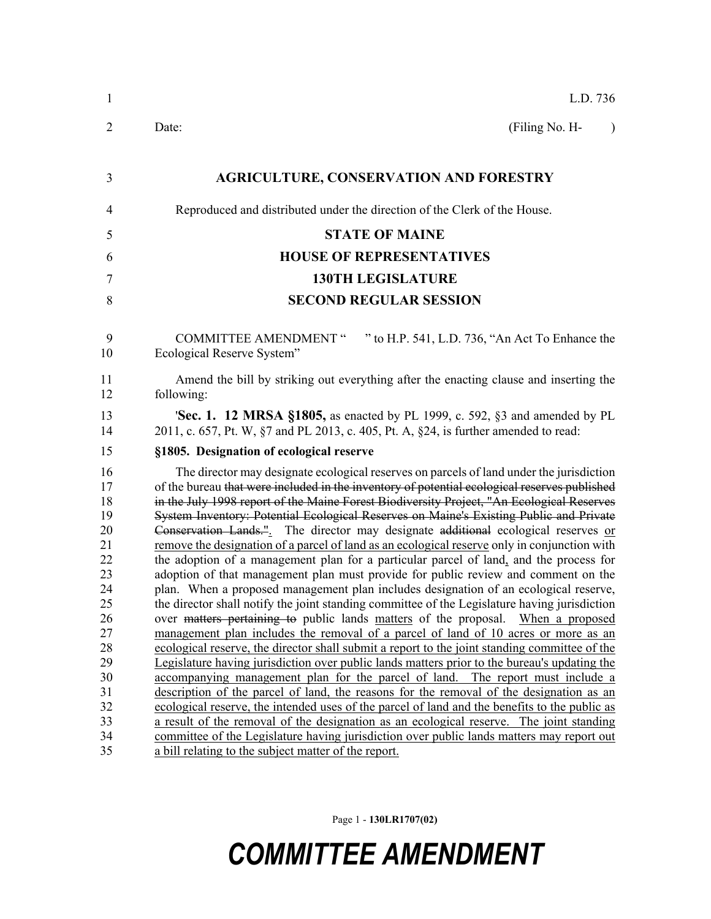L.D. 736

Date: (Filing No. H- )

# AGRICULTURE, CONSERVATION AND FORESTRY

Reproduced and distributed under the direction of the Clerk of the House.

## STATE OF MAINE
## HOUSE OF REPRESENTATIVES
## 130TH LEGISLATURE
## SECOND REGULAR SESSION

COMMITTEE AMENDMENT " " to H.P. 541, L.D. 736, "An Act To Enhance the Ecological Reserve System"

Amend the bill by striking out everything after the enacting clause and inserting the following:

'**Sec. 1. 12 MRSA §1805,** as enacted by PL 1999, c. 592, §3 and amended by PL 2011, c. 657, Pt. W, §7 and PL 2013, c. 405, Pt. A, §24, is further amended to read:

**§1805. Designation of ecological reserve**

The director may designate ecological reserves on parcels of land under the jurisdiction of the bureau ~~that were included in the inventory of potential ecological reserves published in the July 1998 report of the Maine Forest Biodiversity Project, "An Ecological Reserves System Inventory: Potential Ecological Reserves on Maine's Existing Public and Private Conservation Lands."~~. The director may designate ~~additional~~ ecological reserves <u>or remove the designation of a parcel of land as an ecological reserve</u> only in conjunction with the adoption of a management plan for a particular parcel of land<u>,</u> and the process for adoption of that management plan must provide for public review and comment on the plan. When a proposed management plan includes designation of an ecological reserve, the director shall notify the joint standing committee of the Legislature having jurisdiction over ~~matters pertaining to~~ public lands <u>matters</u> of the proposal. <u>When a proposed management plan includes the removal of a parcel of land of 10 acres or more as an ecological reserve, the director shall submit a report to the joint standing committee of the Legislature having jurisdiction over public lands matters prior to the bureau's updating the accompanying management plan for the parcel of land. The report must include a description of the parcel of land, the reasons for the removal of the designation as an ecological reserve, the intended uses of the parcel of land and the benefits to the public as a result of the removal of the designation as an ecological reserve. The joint standing committee of the Legislature having jurisdiction over public lands matters may report out a bill relating to the subject matter of the report.</u>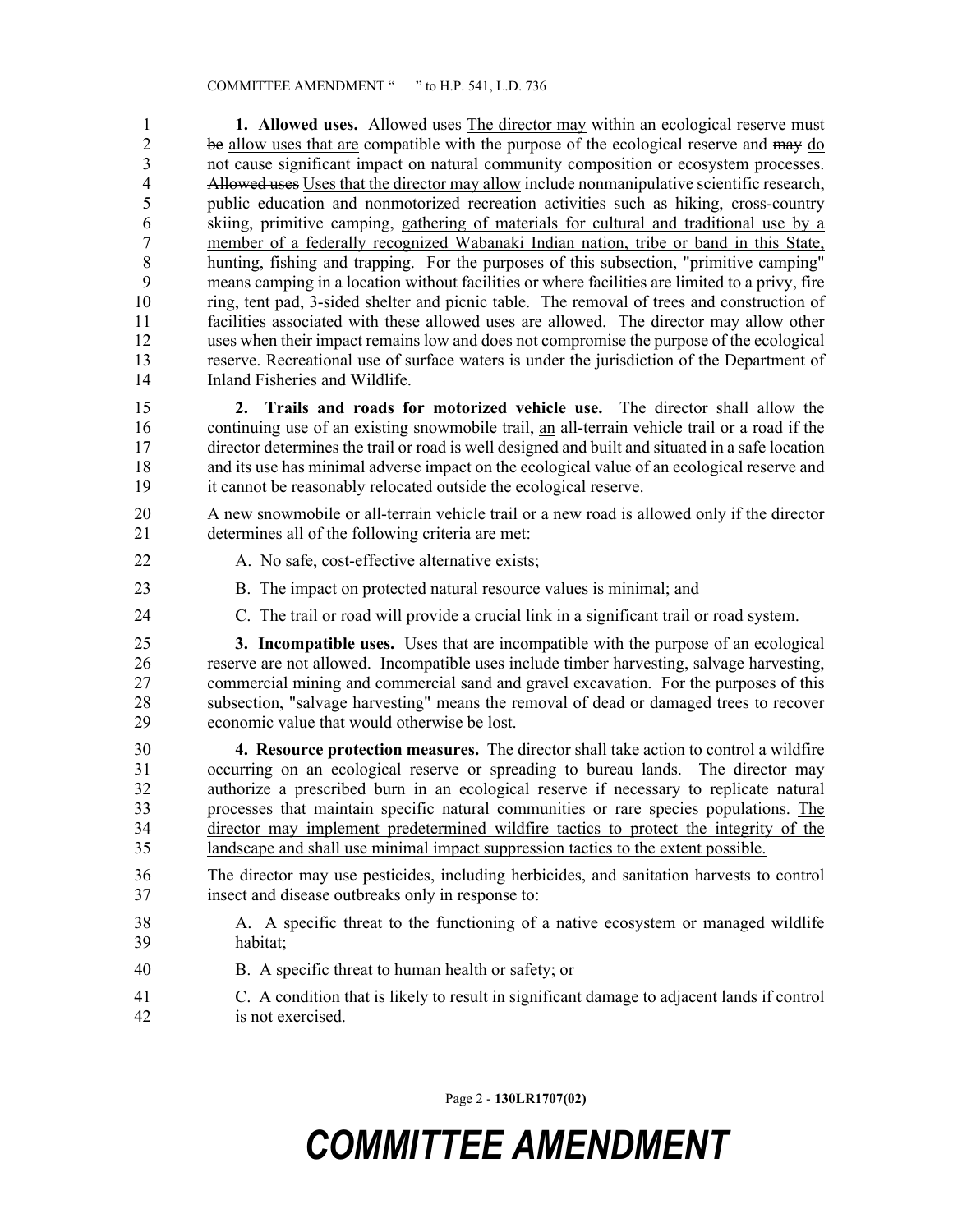**1. Allowed uses.** ~~Allowed uses~~ The director may within an ecological reserve ~~must be~~ allow uses that are compatible with the purpose of the ecological reserve and ~~may~~ do not cause significant impact on natural community composition or ecosystem processes. ~~Allowed uses~~ Uses that the director may allow include nonmanipulative scientific research, public education and nonmotorized recreation activities such as hiking, cross-country skiing, primitive camping, gathering of materials for cultural and traditional use by a member of a federally recognized Wabanaki Indian nation, tribe or band in this State, hunting, fishing and trapping. For the purposes of this subsection, "primitive camping" means camping in a location without facilities or where facilities are limited to a privy, fire ring, tent pad, 3-sided shelter and picnic table. The removal of trees and construction of facilities associated with these allowed uses are allowed. The director may allow other uses when their impact remains low and does not compromise the purpose of the ecological reserve. Recreational use of surface waters is under the jurisdiction of the Department of Inland Fisheries and Wildlife.

**2. Trails and roads for motorized vehicle use.** The director shall allow the continuing use of an existing snowmobile trail, an all-terrain vehicle trail or a road if the director determines the trail or road is well designed and built and situated in a safe location and its use has minimal adverse impact on the ecological value of an ecological reserve and it cannot be reasonably relocated outside the ecological reserve.

A new snowmobile or all-terrain vehicle trail or a new road is allowed only if the director determines all of the following criteria are met:

A. No safe, cost-effective alternative exists;

B. The impact on protected natural resource values is minimal; and

C. The trail or road will provide a crucial link in a significant trail or road system.

**3. Incompatible uses.** Uses that are incompatible with the purpose of an ecological reserve are not allowed. Incompatible uses include timber harvesting, salvage harvesting, commercial mining and commercial sand and gravel excavation. For the purposes of this subsection, "salvage harvesting" means the removal of dead or damaged trees to recover economic value that would otherwise be lost.

**4. Resource protection measures.** The director shall take action to control a wildfire occurring on an ecological reserve or spreading to bureau lands. The director may authorize a prescribed burn in an ecological reserve if necessary to replicate natural processes that maintain specific natural communities or rare species populations. The director may implement predetermined wildfire tactics to protect the integrity of the landscape and shall use minimal impact suppression tactics to the extent possible.

The director may use pesticides, including herbicides, and sanitation harvests to control insect and disease outbreaks only in response to:

A. A specific threat to the functioning of a native ecosystem or managed wildlife habitat;

B. A specific threat to human health or safety; or

C. A condition that is likely to result in significant damage to adjacent lands if control is not exercised.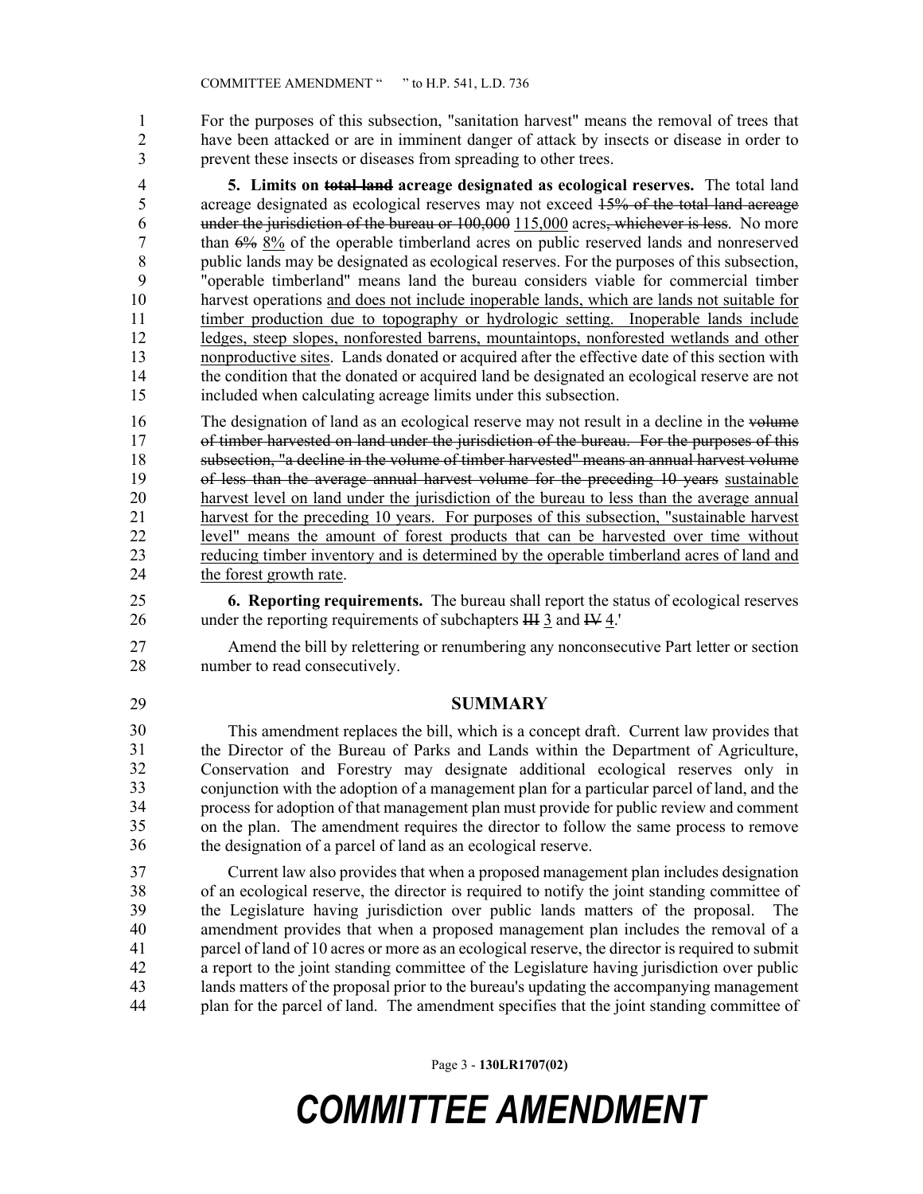For the purposes of this subsection, "sanitation harvest" means the removal of trees that have been attacked or are in imminent danger of attack by insects or disease in order to prevent these insects or diseases from spreading to other trees.

**5. Limits on ~~total land~~ acreage designated as ecological reserves.** The total land acreage designated as ecological reserves may not exceed ~~15% of the total land acreage under the jurisdiction of the bureau or 100,000~~ 115,000 acres~~, whichever is less~~. No more than ~~6%~~ 8% of the operable timberland acres on public reserved lands and nonreserved public lands may be designated as ecological reserves. For the purposes of this subsection, "operable timberland" means land the bureau considers viable for commercial timber harvest operations and does not include inoperable lands, which are lands not suitable for timber production due to topography or hydrologic setting. Inoperable lands include ledges, steep slopes, nonforested barrens, mountaintops, nonforested wetlands and other nonproductive sites. Lands donated or acquired after the effective date of this section with the condition that the donated or acquired land be designated an ecological reserve are not included when calculating acreage limits under this subsection.

The designation of land as an ecological reserve may not result in a decline in the ~~volume of timber harvested on land under the jurisdiction of the bureau. For the purposes of this subsection, "a decline in the volume of timber harvested" means an annual harvest volume of less than the average annual harvest volume for the preceding 10 years~~ sustainable harvest level on land under the jurisdiction of the bureau to less than the average annual harvest for the preceding 10 years. For purposes of this subsection, "sustainable harvest level" means the amount of forest products that can be harvested over time without reducing timber inventory and is determined by the operable timberland acres of land and the forest growth rate.

**6. Reporting requirements.** The bureau shall report the status of ecological reserves under the reporting requirements of subchapters ~~III~~ 3 and ~~IV~~ 4.'

Amend the bill by relettering or renumbering any nonconsecutive Part letter or section number to read consecutively.

## SUMMARY

This amendment replaces the bill, which is a concept draft. Current law provides that the Director of the Bureau of Parks and Lands within the Department of Agriculture, Conservation and Forestry may designate additional ecological reserves only in conjunction with the adoption of a management plan for a particular parcel of land, and the process for adoption of that management plan must provide for public review and comment on the plan. The amendment requires the director to follow the same process to remove the designation of a parcel of land as an ecological reserve.

Current law also provides that when a proposed management plan includes designation of an ecological reserve, the director is required to notify the joint standing committee of the Legislature having jurisdiction over public lands matters of the proposal. The amendment provides that when a proposed management plan includes the removal of a parcel of land of 10 acres or more as an ecological reserve, the director is required to submit a report to the joint standing committee of the Legislature having jurisdiction over public lands matters of the proposal prior to the bureau's updating the accompanying management plan for the parcel of land. The amendment specifies that the joint standing committee of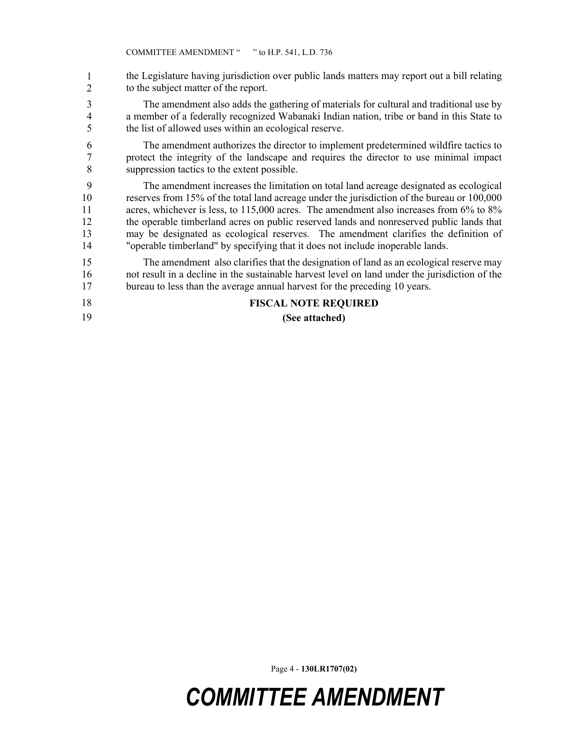the Legislature having jurisdiction over public lands matters may report out a bill relating to the subject matter of the report.

The amendment also adds the gathering of materials for cultural and traditional use by a member of a federally recognized Wabanaki Indian nation, tribe or band in this State to the list of allowed uses within an ecological reserve.

The amendment authorizes the director to implement predetermined wildfire tactics to protect the integrity of the landscape and requires the director to use minimal impact suppression tactics to the extent possible.

The amendment increases the limitation on total land acreage designated as ecological reserves from 15% of the total land acreage under the jurisdiction of the bureau or 100,000 acres, whichever is less, to 115,000 acres. The amendment also increases from 6% to 8% the operable timberland acres on public reserved lands and nonreserved public lands that may be designated as ecological reserves. The amendment clarifies the definition of "operable timberland" by specifying that it does not include inoperable lands.

The amendment also clarifies that the designation of land as an ecological reserve may not result in a decline in the sustainable harvest level on land under the jurisdiction of the bureau to less than the average annual harvest for the preceding 10 years.

**FISCAL NOTE REQUIRED**

**(See attached)**